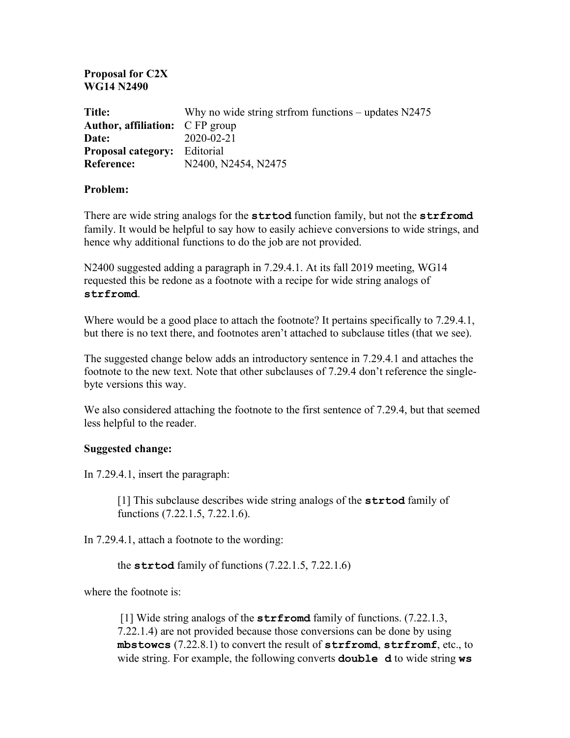**Proposal for C2X**
**WG14 N2490**

| | |
|---|---|
| **Title:** | Why no wide string strfrom functions – updates N2475 |
| **Author, affiliation:** | C FP group |
| **Date:** | 2020-02-21 |
| **Proposal category:** | Editorial |
| **Reference:** | N2400, N2454, N2475 |

**Problem:**

There are wide string analogs for the **strtod** function family, but not the **strfromd** family. It would be helpful to say how to easily achieve conversions to wide strings, and hence why additional functions to do the job are not provided.

N2400 suggested adding a paragraph in 7.29.4.1. At its fall 2019 meeting, WG14 requested this be redone as a footnote with a recipe for wide string analogs of **strfromd**.

Where would be a good place to attach the footnote? It pertains specifically to 7.29.4.1, but there is no text there, and footnotes aren't attached to subclause titles (that we see).

The suggested change below adds an introductory sentence in 7.29.4.1 and attaches the footnote to the new text. Note that other subclauses of 7.29.4 don't reference the single-byte versions this way.

We also considered attaching the footnote to the first sentence of 7.29.4, but that seemed less helpful to the reader.

**Suggested change:**

In 7.29.4.1, insert the paragraph:

> [1] This subclause describes wide string analogs of the **strtod** family of functions (7.22.1.5, 7.22.1.6).

In 7.29.4.1, attach a footnote to the wording:

> the **strtod** family of functions (7.22.1.5, 7.22.1.6)

where the footnote is:

> [1] Wide string analogs of the **strfromd** family of functions. (7.22.1.3, 7.22.1.4) are not provided because those conversions can be done by using **mbstowcs** (7.22.8.1) to convert the result of **strfromd**, **strfromf**, etc., to wide string. For example, the following converts **double d** to wide string **ws**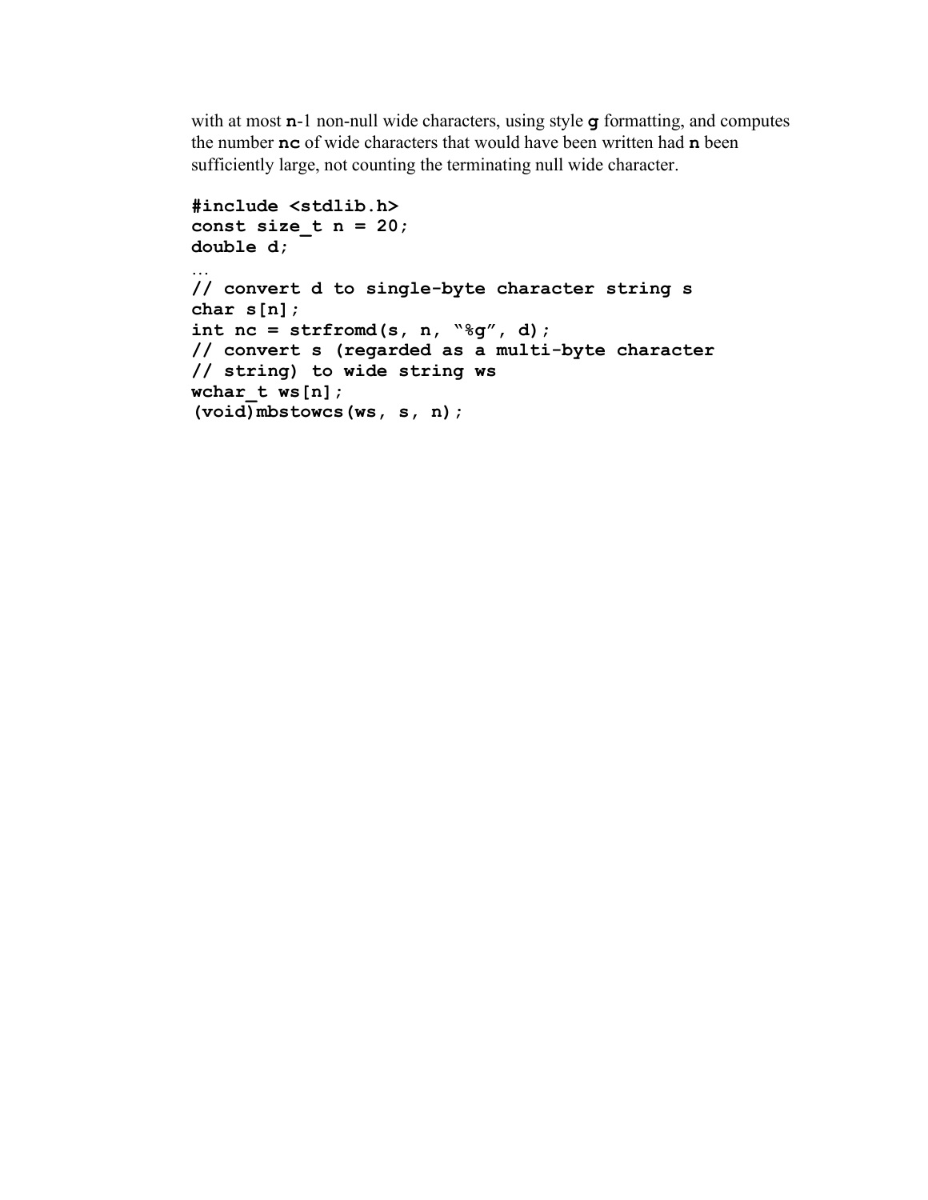with at most **n**-1 non-null wide characters, using style **g** formatting, and computes the number **nc** of wide characters that would have been written had **n** been sufficiently large, not counting the terminating null wide character.

```
#include <stdlib.h>
const size_t n = 20;
double d;
…
// convert d to single-byte character string s
char s[n];
int nc = strfromd(s, n, "%g", d);
// convert s (regarded as a multi-byte character
// string) to wide string ws
wchar_t ws[n];
(void)mbstowcs(ws, s, n);
```